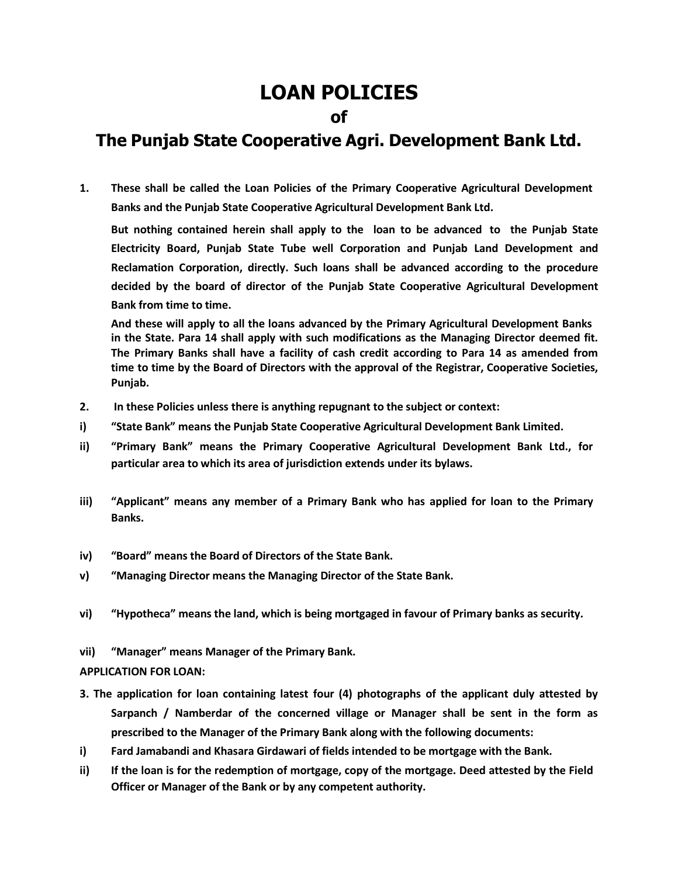# LOAN POLICIES

## of

# The Punjab State Cooperative Agri. Development Bank Ltd.

**1. These shall be called the Loan Policies of the Primary Cooperative Agricultural Development Banks and the Punjab State Cooperative Agricultural Development Bank Ltd.**

**But nothing contained herein shall apply to the loan to be advanced to the Punjab State Electricity Board, Punjab State Tube well Corporation and Punjab Land Development and Reclamation Corporation, directly. Such loans shall be advanced according to the procedure decided by the board of director of the Punjab State Cooperative Agricultural Development Bank from time to time.**

**And these will apply to all the loans advanced by the Primary Agricultural Development Banks in the State. Para 14 shall apply with such modifications as the Managing Director deemed fit. The Primary Banks shall have a facility of cash credit according to Para 14 as amended from time to time by the Board of Directors with the approval of the Registrar, Cooperative Societies, Punjab.**

**2. In these Policies unless there is anything repugnant to the subject or context:**

**i) "State Bank" means the Punjab State Cooperative Agricultural Development Bank Limited.**

**ii) "Primary Bank" means the Primary Cooperative Agricultural Development Bank Ltd., for particular area to which its area of jurisdiction extends under its bylaws.**

**iii) "Applicant" means any member of a Primary Bank who has applied for loan to the Primary Banks.**

**iv) "Board" means the Board of Directors of the State Bank.**

**v) "Managing Director means the Managing Director of the State Bank.**

**vi) "Hypotheca" means the land, which is being mortgaged in favour of Primary banks as security.**

**vii) "Manager" means Manager of the Primary Bank.**

**APPLICATION FOR LOAN:**

**3. The application for loan containing latest four (4) photographs of the applicant duly attested by Sarpanch / Namberdar of the concerned village or Manager shall be sent in the form as prescribed to the Manager of the Primary Bank along with the following documents:**

**i) Fard Jamabandi and Khasara Girdawari of fields intended to be mortgage with the Bank.**

**ii) If the loan is for the redemption of mortgage, copy of the mortgage. Deed attested by the Field Officer or Manager of the Bank or by any competent authority.**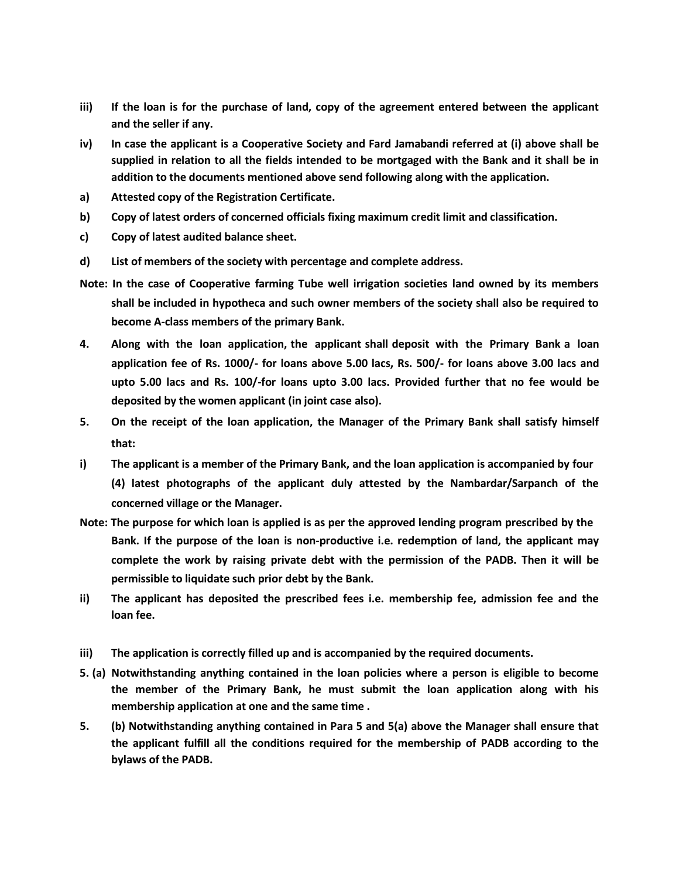**iii) If the loan is for the purchase of land, copy of the agreement entered between the applicant and the seller if any.**

**iv) In case the applicant is a Cooperative Society and Fard Jamabandi referred at (i) above shall be supplied in relation to all the fields intended to be mortgaged with the Bank and it shall be in addition to the documents mentioned above send following along with the application.**

**a) Attested copy of the Registration Certificate.**

**b) Copy of latest orders of concerned officials fixing maximum credit limit and classification.**

**c) Copy of latest audited balance sheet.**

**d) List of members of the society with percentage and complete address.**

**Note: In the case of Cooperative farming Tube well irrigation societies land owned by its members shall be included in hypotheca and such owner members of the society shall also be required to become A-class members of the primary Bank.**

**4. Along with the loan application, the applicant shall deposit with the Primary Bank a loan application fee of Rs. 1000/- for loans above 5.00 lacs, Rs. 500/- for loans above 3.00 lacs and upto 5.00 lacs and Rs. 100/-for loans upto 3.00 lacs. Provided further that no fee would be deposited by the women applicant (in joint case also).**

**5. On the receipt of the loan application, the Manager of the Primary Bank shall satisfy himself that:**

**i) The applicant is a member of the Primary Bank, and the loan application is accompanied by four (4) latest photographs of the applicant duly attested by the Nambardar/Sarpanch of the concerned village or the Manager.**

**Note: The purpose for which loan is applied is as per the approved lending program prescribed by the Bank. If the purpose of the loan is non-productive i.e. redemption of land, the applicant may complete the work by raising private debt with the permission of the PADB. Then it will be permissible to liquidate such prior debt by the Bank.**

**ii) The applicant has deposited the prescribed fees i.e. membership fee, admission fee and the loan fee.**

**iii) The application is correctly filled up and is accompanied by the required documents.**

**5. (a) Notwithstanding anything contained in the loan policies where a person is eligible to become the member of the Primary Bank, he must submit the loan application along with his membership application at one and the same time .**

**5. (b) Notwithstanding anything contained in Para 5 and 5(a) above the Manager shall ensure that the applicant fulfill all the conditions required for the membership of PADB according to the bylaws of the PADB.**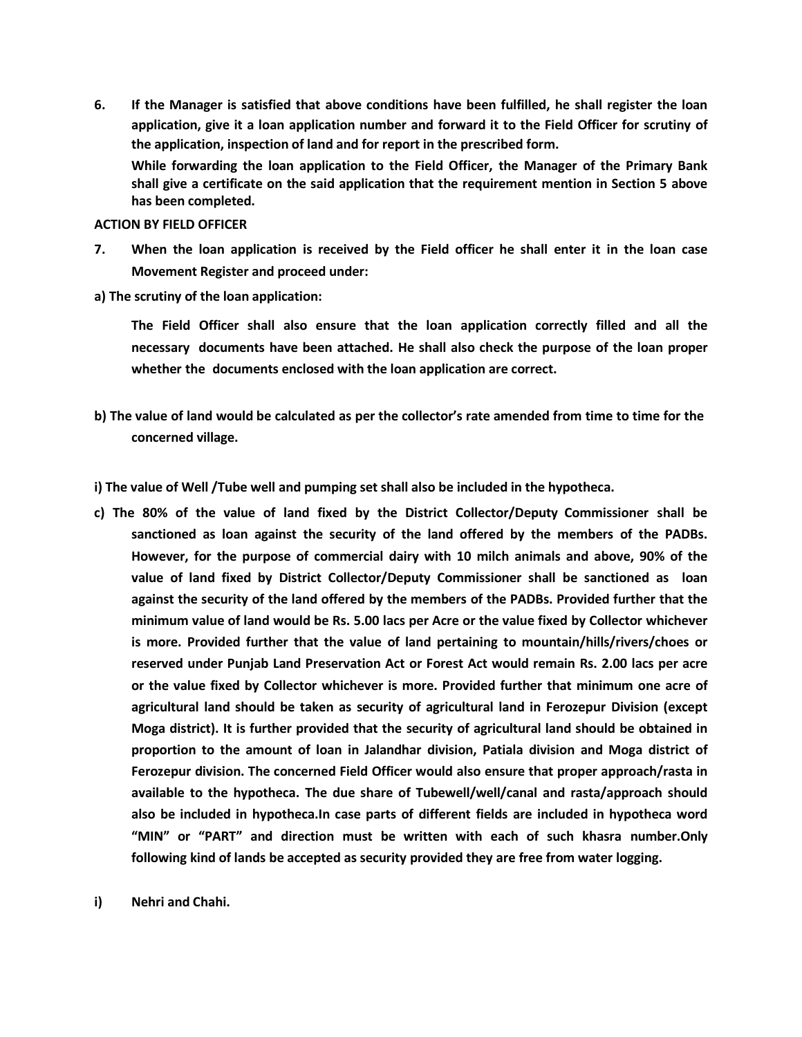**6. If the Manager is satisfied that above conditions have been fulfilled, he shall register the loan application, give it a loan application number and forward it to the Field Officer for scrutiny of the application, inspection of land and for report in the prescribed form.**

**While forwarding the loan application to the Field Officer, the Manager of the Primary Bank shall give a certificate on the said application that the requirement mention in Section 5 above has been completed.**

**ACTION BY FIELD OFFICER**

**7. When the loan application is received by the Field officer he shall enter it in the loan case Movement Register and proceed under:**

**a) The scrutiny of the loan application:**

**The Field Officer shall also ensure that the loan application correctly filled and all the necessary documents have been attached. He shall also check the purpose of the loan proper whether the documents enclosed with the loan application are correct.**

**b) The value of land would be calculated as per the collector's rate amended from time to time for the concerned village.**

**i) The value of Well /Tube well and pumping set shall also be included in the hypotheca.**

**c) The 80% of the value of land fixed by the District Collector/Deputy Commissioner shall be sanctioned as loan against the security of the land offered by the members of the PADBs. However, for the purpose of commercial dairy with 10 milch animals and above, 90% of the value of land fixed by District Collector/Deputy Commissioner shall be sanctioned as loan against the security of the land offered by the members of the PADBs. Provided further that the minimum value of land would be Rs. 5.00 lacs per Acre or the value fixed by Collector whichever is more. Provided further that the value of land pertaining to mountain/hills/rivers/choes or reserved under Punjab Land Preservation Act or Forest Act would remain Rs. 2.00 lacs per acre or the value fixed by Collector whichever is more. Provided further that minimum one acre of agricultural land should be taken as security of agricultural land in Ferozepur Division (except Moga district). It is further provided that the security of agricultural land should be obtained in proportion to the amount of loan in Jalandhar division, Patiala division and Moga district of Ferozepur division. The concerned Field Officer would also ensure that proper approach/rasta in available to the hypotheca. The due share of Tubewell/well/canal and rasta/approach should also be included in hypotheca.In case parts of different fields are included in hypotheca word "MIN" or "PART" and direction must be written with each of such khasra number.Only following kind of lands be accepted as security provided they are free from water logging.**

**i) Nehri and Chahi.**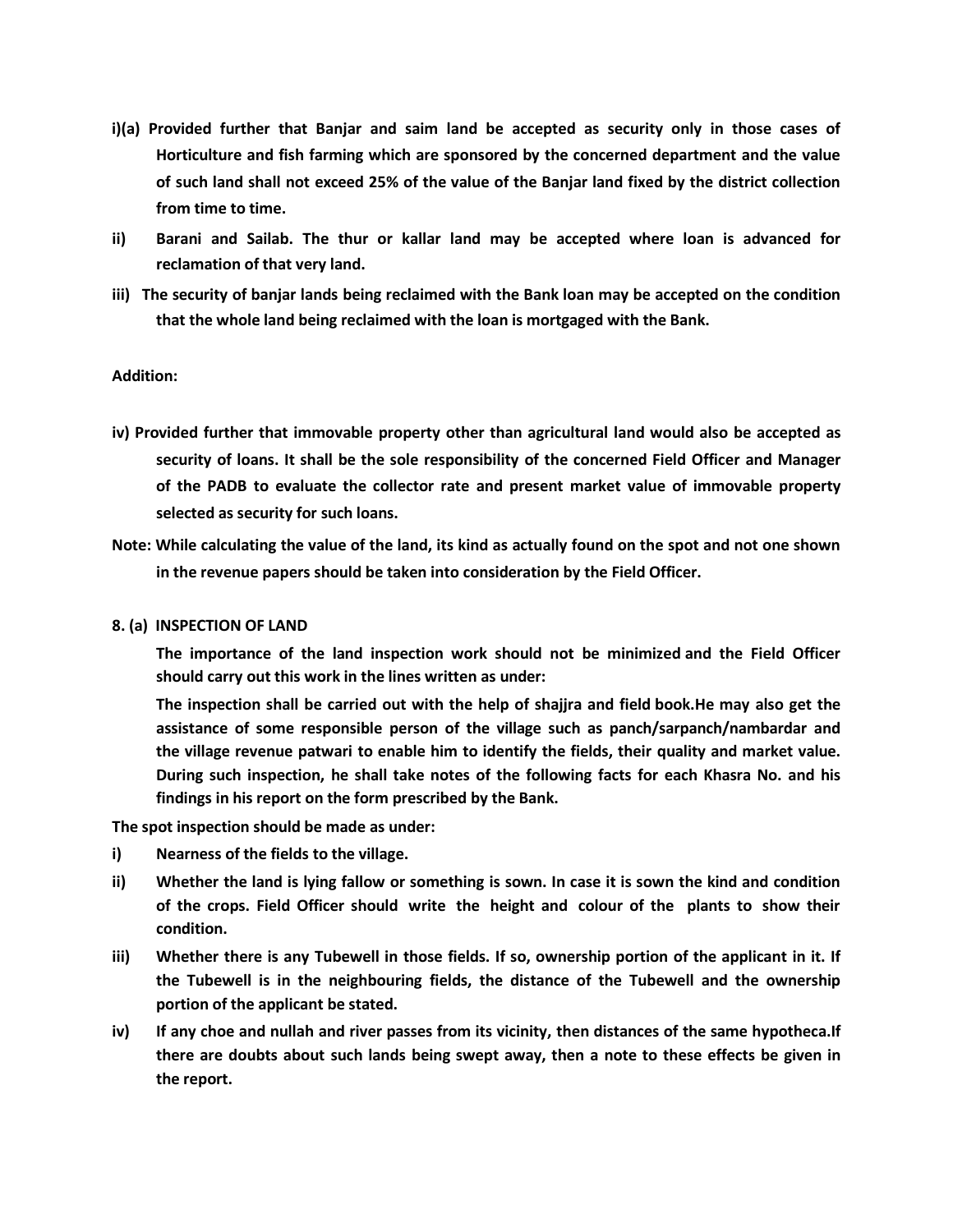**i)(a) Provided further that Banjar and saim land be accepted as security only in those cases of Horticulture and fish farming which are sponsored by the concerned department and the value of such land shall not exceed 25% of the value of the Banjar land fixed by the district collection from time to time.**

**ii) Barani and Sailab. The thur or kallar land may be accepted where loan is advanced for reclamation of that very land.**

**iii) The security of banjar lands being reclaimed with the Bank loan may be accepted on the condition that the whole land being reclaimed with the loan is mortgaged with the Bank.**

**Addition:**

**iv) Provided further that immovable property other than agricultural land would also be accepted as security of loans. It shall be the sole responsibility of the concerned Field Officer and Manager of the PADB to evaluate the collector rate and present market value of immovable property selected as security for such loans.**

**Note: While calculating the value of the land, its kind as actually found on the spot and not one shown in the revenue papers should be taken into consideration by the Field Officer.**

**8. (a) INSPECTION OF LAND**

**The importance of the land inspection work should not be minimized and the Field Officer should carry out this work in the lines written as under:**

**The inspection shall be carried out with the help of shajjra and field book.He may also get the assistance of some responsible person of the village such as panch/sarpanch/nambardar and the village revenue patwari to enable him to identify the fields, their quality and market value. During such inspection, he shall take notes of the following facts for each Khasra No. and his findings in his report on the form prescribed by the Bank.**

**The spot inspection should be made as under:**

**i) Nearness of the fields to the village.**

**ii) Whether the land is lying fallow or something is sown. In case it is sown the kind and condition of the crops. Field Officer should write the height and colour of the plants to show their condition.**

**iii) Whether there is any Tubewell in those fields. If so, ownership portion of the applicant in it. If the Tubewell is in the neighbouring fields, the distance of the Tubewell and the ownership portion of the applicant be stated.**

**iv) If any choe and nullah and river passes from its vicinity, then distances of the same hypotheca.If there are doubts about such lands being swept away, then a note to these effects be given in the report.**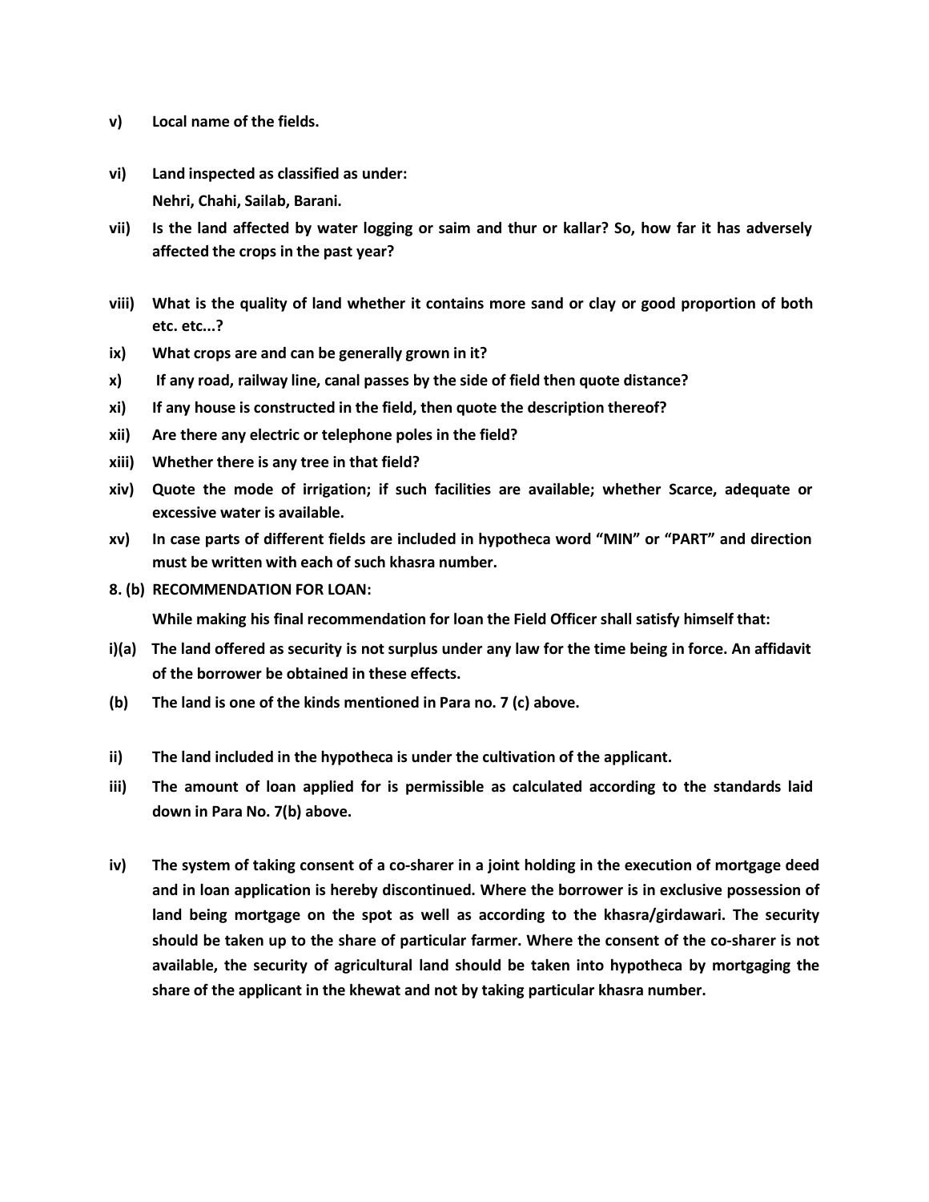**v)** **Local name of the fields.**

**vi)** **Land inspected as classified as under:**
**Nehri, Chahi, Sailab, Barani.**

**vii)** **Is the land affected by water logging or saim and thur or kallar? So, how far it has adversely affected the crops in the past year?**

**viii)** **What is the quality of land whether it contains more sand or clay or good proportion of both etc. etc...?**

**ix)** **What crops are and can be generally grown in it?**

**x)** **If any road, railway line, canal passes by the side of field then quote distance?**

**xi)** **If any house is constructed in the field, then quote the description thereof?**

**xii)** **Are there any electric or telephone poles in the field?**

**xiii)** **Whether there is any tree in that field?**

**xiv)** **Quote the mode of irrigation; if such facilities are available; whether Scarce, adequate or excessive water is available.**

**xv)** **In case parts of different fields are included in hypotheca word "MIN" or "PART" and direction must be written with each of such khasra number.**

**8. (b) RECOMMENDATION FOR LOAN:**

**While making his final recommendation for loan the Field Officer shall satisfy himself that:**

**i)(a)** **The land offered as security is not surplus under any law for the time being in force. An affidavit of the borrower be obtained in these effects.**

**(b)** **The land is one of the kinds mentioned in Para no. 7 (c) above.**

**ii)** **The land included in the hypotheca is under the cultivation of the applicant.**

**iii)** **The amount of loan applied for is permissible as calculated according to the standards laid down in Para No. 7(b) above.**

**iv)** **The system of taking consent of a co-sharer in a joint holding in the execution of mortgage deed and in loan application is hereby discontinued. Where the borrower is in exclusive possession of land being mortgage on the spot as well as according to the khasra/girdawari. The security should be taken up to the share of particular farmer. Where the consent of the co-sharer is not available, the security of agricultural land should be taken into hypotheca by mortgaging the share of the applicant in the khewat and not by taking particular khasra number.**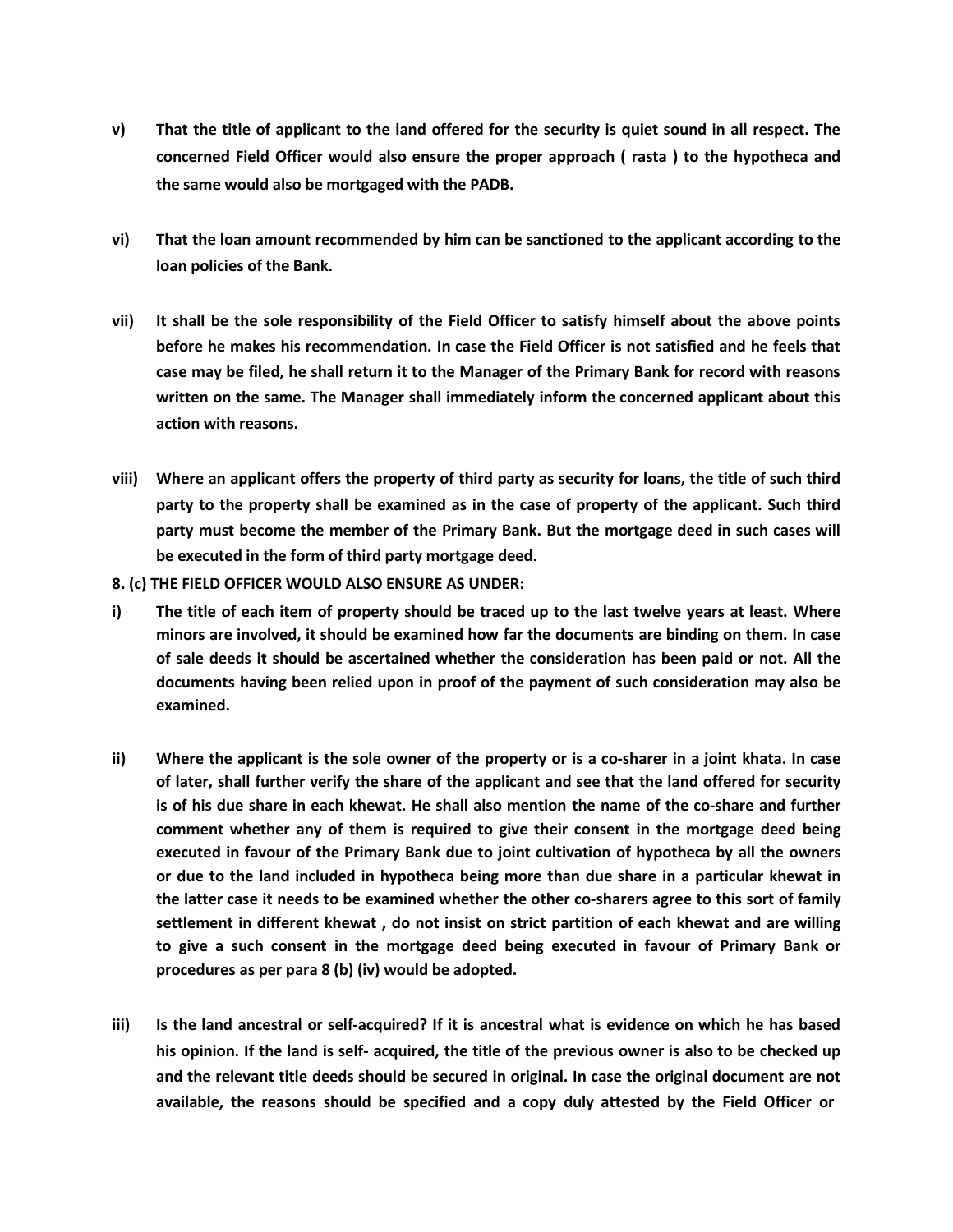**v) That the title of applicant to the land offered for the security is quiet sound in all respect. The concerned Field Officer would also ensure the proper approach ( rasta ) to the hypotheca and the same would also be mortgaged with the PADB.**

**vi) That the loan amount recommended by him can be sanctioned to the applicant according to the loan policies of the Bank.**

**vii) It shall be the sole responsibility of the Field Officer to satisfy himself about the above points before he makes his recommendation. In case the Field Officer is not satisfied and he feels that case may be filed, he shall return it to the Manager of the Primary Bank for record with reasons written on the same. The Manager shall immediately inform the concerned applicant about this action with reasons.**

**viii) Where an applicant offers the property of third party as security for loans, the title of such third party to the property shall be examined as in the case of property of the applicant. Such third party must become the member of the Primary Bank. But the mortgage deed in such cases will be executed in the form of third party mortgage deed.**

**8. (c) THE FIELD OFFICER WOULD ALSO ENSURE AS UNDER:**

**i) The title of each item of property should be traced up to the last twelve years at least. Where minors are involved, it should be examined how far the documents are binding on them. In case of sale deeds it should be ascertained whether the consideration has been paid or not. All the documents having been relied upon in proof of the payment of such consideration may also be examined.**

**ii) Where the applicant is the sole owner of the property or is a co-sharer in a joint khata. In case of later, shall further verify the share of the applicant and see that the land offered for security is of his due share in each khewat. He shall also mention the name of the co-share and further comment whether any of them is required to give their consent in the mortgage deed being executed in favour of the Primary Bank due to joint cultivation of hypotheca by all the owners or due to the land included in hypotheca being more than due share in a particular khewat in the latter case it needs to be examined whether the other co-sharers agree to this sort of family settlement in different khewat , do not insist on strict partition of each khewat and are willing to give a such consent in the mortgage deed being executed in favour of Primary Bank or procedures as per para 8 (b) (iv) would be adopted.**

**iii) Is the land ancestral or self-acquired? If it is ancestral what is evidence on which he has based his opinion. If the land is self- acquired, the title of the previous owner is also to be checked up and the relevant title deeds should be secured in original. In case the original document are not available, the reasons should be specified and a copy duly attested by the Field Officer or**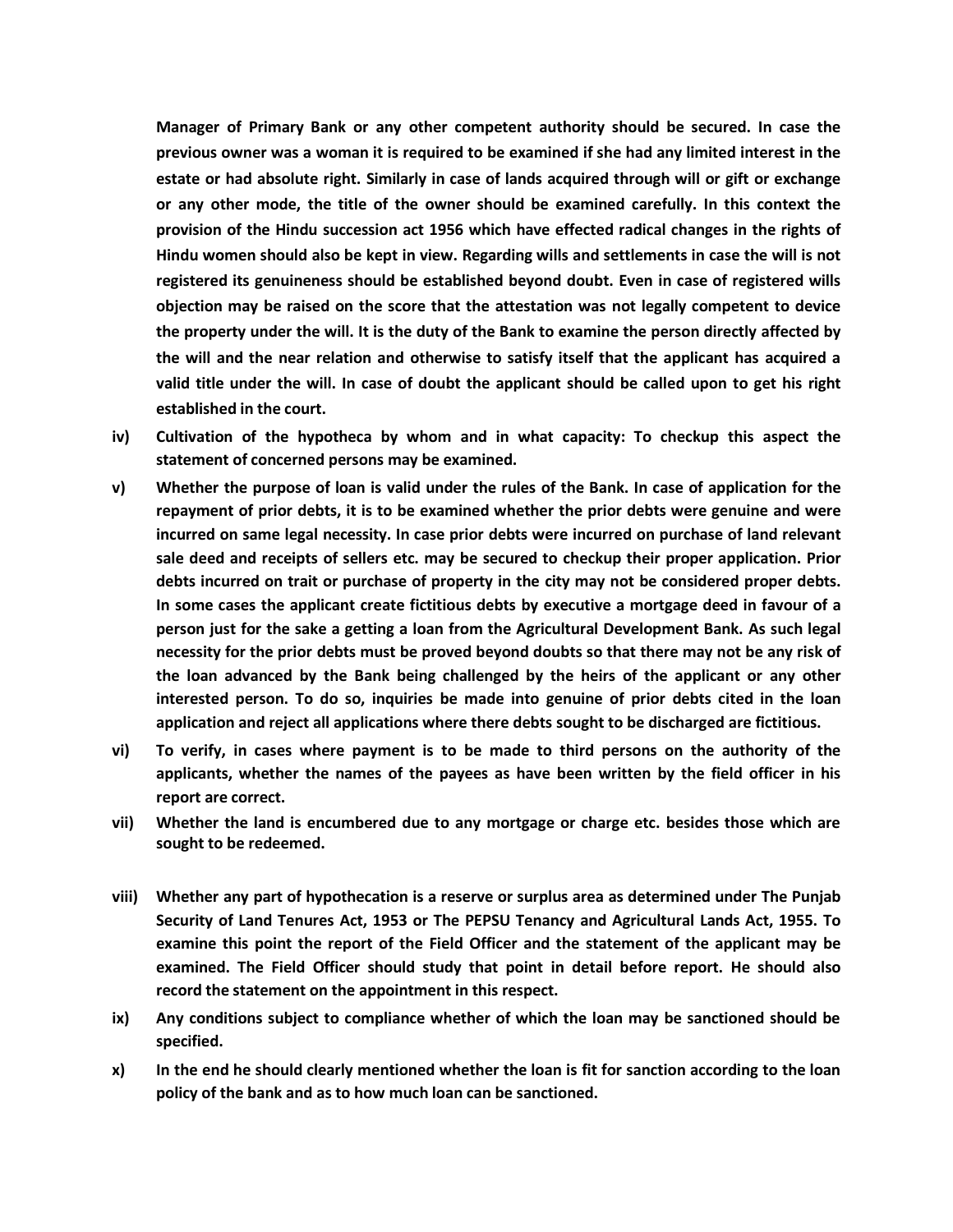**Manager of Primary Bank or any other competent authority should be secured. In case the previous owner was a woman it is required to be examined if she had any limited interest in the estate or had absolute right. Similarly in case of lands acquired through will or gift or exchange or any other mode, the title of the owner should be examined carefully. In this context the provision of the Hindu succession act 1956 which have effected radical changes in the rights of Hindu women should also be kept in view. Regarding wills and settlements in case the will is not registered its genuineness should be established beyond doubt. Even in case of registered wills objection may be raised on the score that the attestation was not legally competent to device the property under the will. It is the duty of the Bank to examine the person directly affected by the will and the near relation and otherwise to satisfy itself that the applicant has acquired a valid title under the will. In case of doubt the applicant should be called upon to get his right established in the court.**

iv) **Cultivation of the hypotheca by whom and in what capacity: To checkup this aspect the statement of concerned persons may be examined.**

v) **Whether the purpose of loan is valid under the rules of the Bank. In case of application for the repayment of prior debts, it is to be examined whether the prior debts were genuine and were incurred on same legal necessity. In case prior debts were incurred on purchase of land relevant sale deed and receipts of sellers etc. may be secured to checkup their proper application. Prior debts incurred on trait or purchase of property in the city may not be considered proper debts. In some cases the applicant create fictitious debts by executive a mortgage deed in favour of a person just for the sake a getting a loan from the Agricultural Development Bank. As such legal necessity for the prior debts must be proved beyond doubts so that there may not be any risk of the loan advanced by the Bank being challenged by the heirs of the applicant or any other interested person. To do so, inquiries be made into genuine of prior debts cited in the loan application and reject all applications where there debts sought to be discharged are fictitious.**

vi) **To verify, in cases where payment is to be made to third persons on the authority of the applicants, whether the names of the payees as have been written by the field officer in his report are correct.**

vii) **Whether the land is encumbered due to any mortgage or charge etc. besides those which are sought to be redeemed.**

viii) **Whether any part of hypothecation is a reserve or surplus area as determined under The Punjab Security of Land Tenures Act, 1953 or The PEPSU Tenancy and Agricultural Lands Act, 1955. To examine this point the report of the Field Officer and the statement of the applicant may be examined. The Field Officer should study that point in detail before report. He should also record the statement on the appointment in this respect.**

ix) **Any conditions subject to compliance whether of which the loan may be sanctioned should be specified.**

x) **In the end he should clearly mentioned whether the loan is fit for sanction according to the loan policy of the bank and as to how much loan can be sanctioned.**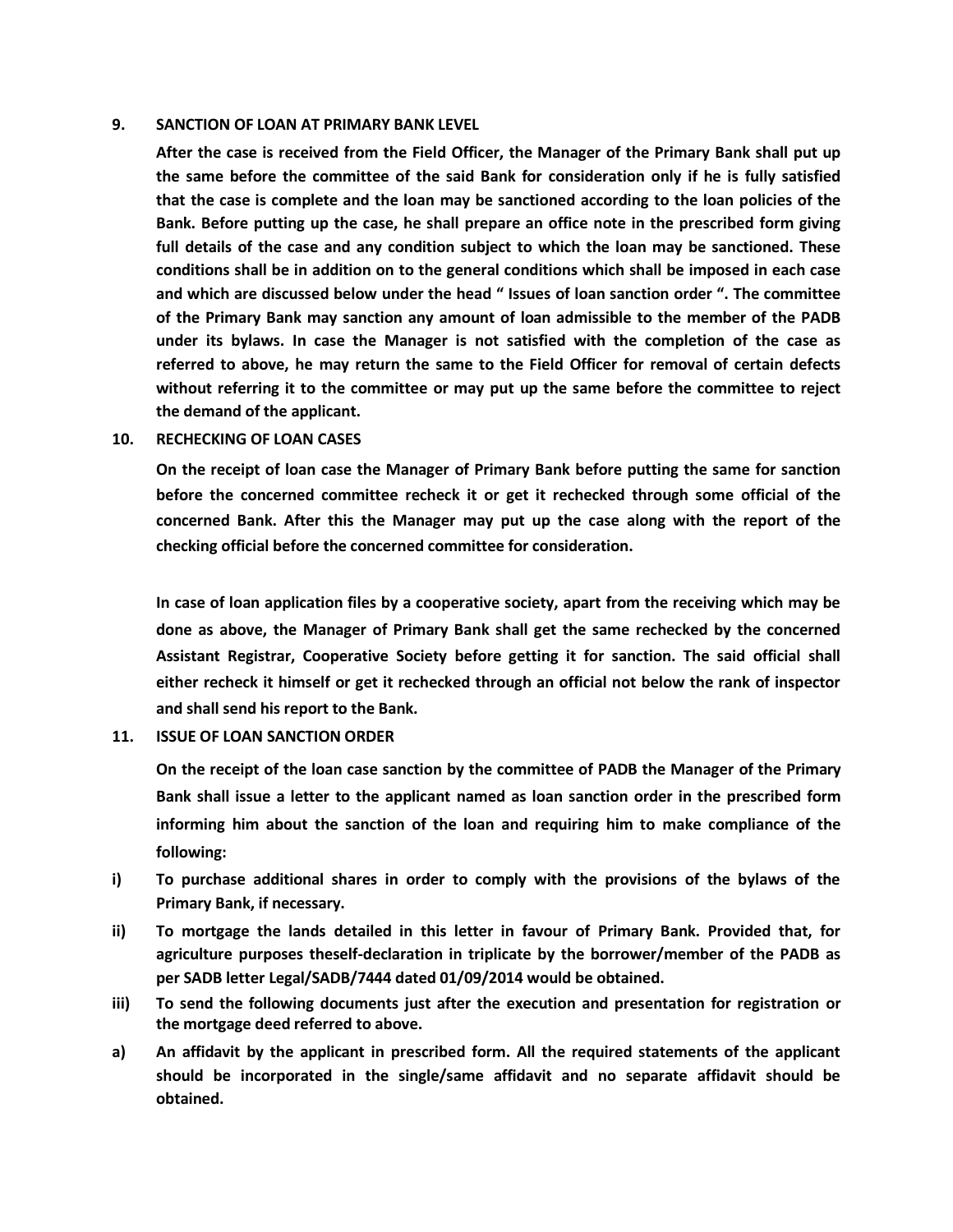## 9. SANCTION OF LOAN AT PRIMARY BANK LEVEL

**After the case is received from the Field Officer, the Manager of the Primary Bank shall put up the same before the committee of the said Bank for consideration only if he is fully satisfied that the case is complete and the loan may be sanctioned according to the loan policies of the Bank. Before putting up the case, he shall prepare an office note in the prescribed form giving full details of the case and any condition subject to which the loan may be sanctioned. These conditions shall be in addition on to the general conditions which shall be imposed in each case and which are discussed below under the head " Issues of loan sanction order ". The committee of the Primary Bank may sanction any amount of loan admissible to the member of the PADB under its bylaws. In case the Manager is not satisfied with the completion of the case as referred to above, he may return the same to the Field Officer for removal of certain defects without referring it to the committee or may put up the same before the committee to reject the demand of the applicant.**

## 10. RECHECKING OF LOAN CASES

**On the receipt of loan case the Manager of Primary Bank before putting the same for sanction before the concerned committee recheck it or get it rechecked through some official of the concerned Bank. After this the Manager may put up the case along with the report of the checking official before the concerned committee for consideration.**

**In case of loan application files by a cooperative society, apart from the receiving which may be done as above, the Manager of Primary Bank shall get the same rechecked by the concerned Assistant Registrar, Cooperative Society before getting it for sanction. The said official shall either recheck it himself or get it rechecked through an official not below the rank of inspector and shall send his report to the Bank.**

## 11. ISSUE OF LOAN SANCTION ORDER

**On the receipt of the loan case sanction by the committee of PADB the Manager of the Primary Bank shall issue a letter to the applicant named as loan sanction order in the prescribed form informing him about the sanction of the loan and requiring him to make compliance of the following:**

**i)** **To purchase additional shares in order to comply with the provisions of the bylaws of the Primary Bank, if necessary.**

**ii)** **To mortgage the lands detailed in this letter in favour of Primary Bank. Provided that, for agriculture purposes theself-declaration in triplicate by the borrower/member of the PADB as per SADB letter Legal/SADB/7444 dated 01/09/2014 would be obtained.**

**iii)** **To send the following documents just after the execution and presentation for registration or the mortgage deed referred to above.**

**a)** **An affidavit by the applicant in prescribed form. All the required statements of the applicant should be incorporated in the single/same affidavit and no separate affidavit should be obtained.**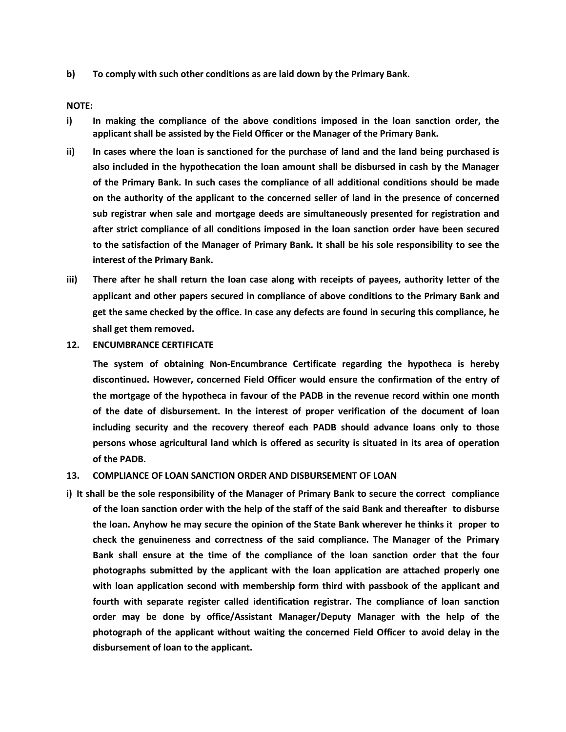**b) To comply with such other conditions as are laid down by the Primary Bank.**

**NOTE:**

**i) In making the compliance of the above conditions imposed in the loan sanction order, the applicant shall be assisted by the Field Officer or the Manager of the Primary Bank.**

**ii) In cases where the loan is sanctioned for the purchase of land and the land being purchased is also included in the hypothecation the loan amount shall be disbursed in cash by the Manager of the Primary Bank. In such cases the compliance of all additional conditions should be made on the authority of the applicant to the concerned seller of land in the presence of concerned sub registrar when sale and mortgage deeds are simultaneously presented for registration and after strict compliance of all conditions imposed in the loan sanction order have been secured to the satisfaction of the Manager of Primary Bank. It shall be his sole responsibility to see the interest of the Primary Bank.**

**iii) There after he shall return the loan case along with receipts of payees, authority letter of the applicant and other papers secured in compliance of above conditions to the Primary Bank and get the same checked by the office. In case any defects are found in securing this compliance, he shall get them removed.**

**12. ENCUMBRANCE CERTIFICATE**

**The system of obtaining Non-Encumbrance Certificate regarding the hypotheca is hereby discontinued. However, concerned Field Officer would ensure the confirmation of the entry of the mortgage of the hypotheca in favour of the PADB in the revenue record within one month of the date of disbursement. In the interest of proper verification of the document of loan including security and the recovery thereof each PADB should advance loans only to those persons whose agricultural land which is offered as security is situated in its area of operation of the PADB.**

**13. COMPLIANCE OF LOAN SANCTION ORDER AND DISBURSEMENT OF LOAN**

**i) It shall be the sole responsibility of the Manager of Primary Bank to secure the correct compliance of the loan sanction order with the help of the staff of the said Bank and thereafter to disburse the loan. Anyhow he may secure the opinion of the State Bank wherever he thinks it proper to check the genuineness and correctness of the said compliance. The Manager of the Primary Bank shall ensure at the time of the compliance of the loan sanction order that the four photographs submitted by the applicant with the loan application are attached properly one with loan application second with membership form third with passbook of the applicant and fourth with separate register called identification registrar. The compliance of loan sanction order may be done by office/Assistant Manager/Deputy Manager with the help of the photograph of the applicant without waiting the concerned Field Officer to avoid delay in the disbursement of loan to the applicant.**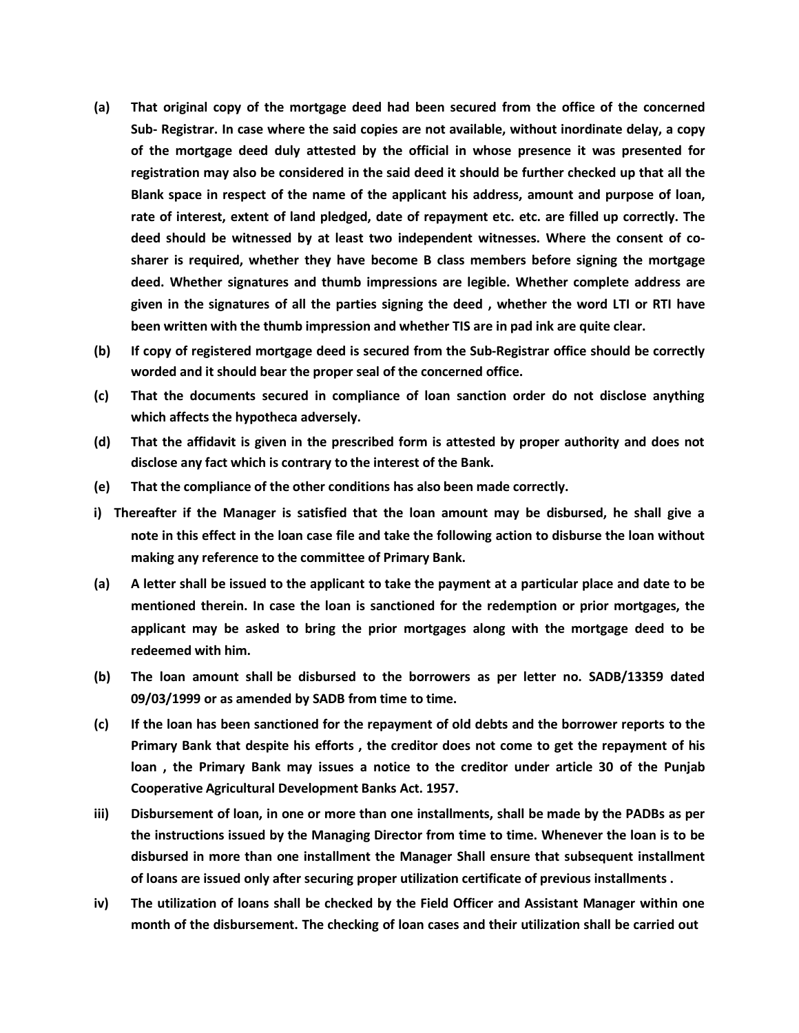**(a) That original copy of the mortgage deed had been secured from the office of the concerned Sub- Registrar. In case where the said copies are not available, without inordinate delay, a copy of the mortgage deed duly attested by the official in whose presence it was presented for registration may also be considered in the said deed it should be further checked up that all the Blank space in respect of the name of the applicant his address, amount and purpose of loan, rate of interest, extent of land pledged, date of repayment etc. etc. are filled up correctly. The deed should be witnessed by at least two independent witnesses. Where the consent of co-sharer is required, whether they have become B class members before signing the mortgage deed. Whether signatures and thumb impressions are legible. Whether complete address are given in the signatures of all the parties signing the deed , whether the word LTI or RTI have been written with the thumb impression and whether TIS are in pad ink are quite clear.**

**(b) If copy of registered mortgage deed is secured from the Sub-Registrar office should be correctly worded and it should bear the proper seal of the concerned office.**

**(c) That the documents secured in compliance of loan sanction order do not disclose anything which affects the hypotheca adversely.**

**(d) That the affidavit is given in the prescribed form is attested by proper authority and does not disclose any fact which is contrary to the interest of the Bank.**

**(e) That the compliance of the other conditions has also been made correctly.**

**i) Thereafter if the Manager is satisfied that the loan amount may be disbursed, he shall give a note in this effect in the loan case file and take the following action to disburse the loan without making any reference to the committee of Primary Bank.**

**(a) A letter shall be issued to the applicant to take the payment at a particular place and date to be mentioned therein. In case the loan is sanctioned for the redemption or prior mortgages, the applicant may be asked to bring the prior mortgages along with the mortgage deed to be redeemed with him.**

**(b) The loan amount shall be disbursed to the borrowers as per letter no. SADB/13359 dated 09/03/1999 or as amended by SADB from time to time.**

**(c) If the loan has been sanctioned for the repayment of old debts and the borrower reports to the Primary Bank that despite his efforts , the creditor does not come to get the repayment of his loan , the Primary Bank may issues a notice to the creditor under article 30 of the Punjab Cooperative Agricultural Development Banks Act. 1957.**

**iii) Disbursement of loan, in one or more than one installments, shall be made by the PADBs as per the instructions issued by the Managing Director from time to time. Whenever the loan is to be disbursed in more than one installment the Manager Shall ensure that subsequent installment of loans are issued only after securing proper utilization certificate of previous installments .**

**iv) The utilization of loans shall be checked by the Field Officer and Assistant Manager within one month of the disbursement. The checking of loan cases and their utilization shall be carried out**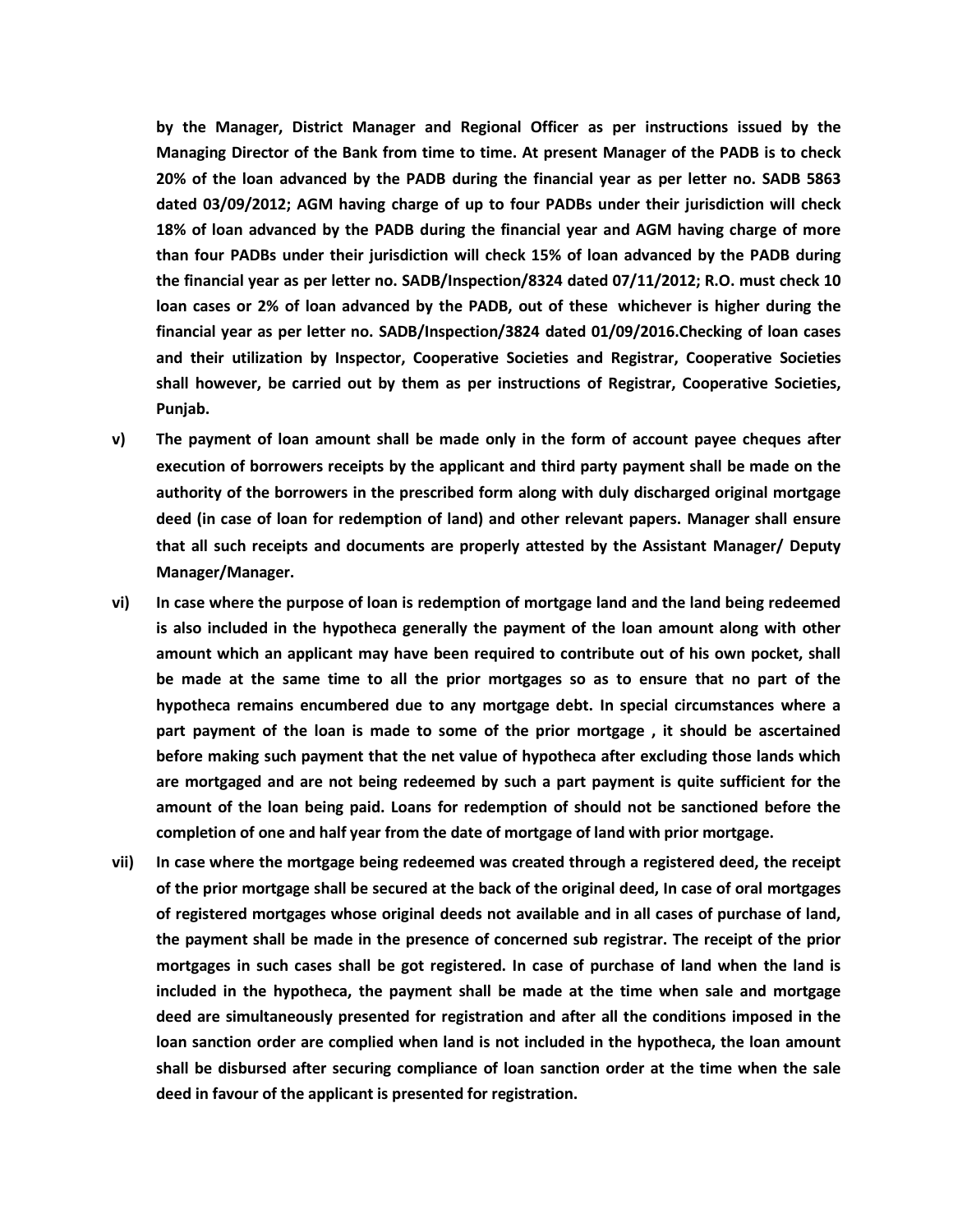**by the Manager, District Manager and Regional Officer as per instructions issued by the Managing Director of the Bank from time to time. At present Manager of the PADB is to check 20% of the loan advanced by the PADB during the financial year as per letter no. SADB 5863 dated 03/09/2012; AGM having charge of up to four PADBs under their jurisdiction will check 18% of loan advanced by the PADB during the financial year and AGM having charge of more than four PADBs under their jurisdiction will check 15% of loan advanced by the PADB during the financial year as per letter no. SADB/Inspection/8324 dated 07/11/2012; R.O. must check 10 loan cases or 2% of loan advanced by the PADB, out of these whichever is higher during the financial year as per letter no. SADB/Inspection/3824 dated 01/09/2016.Checking of loan cases and their utilization by Inspector, Cooperative Societies and Registrar, Cooperative Societies shall however, be carried out by them as per instructions of Registrar, Cooperative Societies, Punjab.**

**v) The payment of loan amount shall be made only in the form of account payee cheques after execution of borrowers receipts by the applicant and third party payment shall be made on the authority of the borrowers in the prescribed form along with duly discharged original mortgage deed (in case of loan for redemption of land) and other relevant papers. Manager shall ensure that all such receipts and documents are properly attested by the Assistant Manager/ Deputy Manager/Manager.**

**vi) In case where the purpose of loan is redemption of mortgage land and the land being redeemed is also included in the hypotheca generally the payment of the loan amount along with other amount which an applicant may have been required to contribute out of his own pocket, shall be made at the same time to all the prior mortgages so as to ensure that no part of the hypotheca remains encumbered due to any mortgage debt. In special circumstances where a part payment of the loan is made to some of the prior mortgage , it should be ascertained before making such payment that the net value of hypotheca after excluding those lands which are mortgaged and are not being redeemed by such a part payment is quite sufficient for the amount of the loan being paid. Loans for redemption of should not be sanctioned before the completion of one and half year from the date of mortgage of land with prior mortgage.**

**vii) In case where the mortgage being redeemed was created through a registered deed, the receipt of the prior mortgage shall be secured at the back of the original deed, In case of oral mortgages of registered mortgages whose original deeds not available and in all cases of purchase of land, the payment shall be made in the presence of concerned sub registrar. The receipt of the prior mortgages in such cases shall be got registered. In case of purchase of land when the land is included in the hypotheca, the payment shall be made at the time when sale and mortgage deed are simultaneously presented for registration and after all the conditions imposed in the loan sanction order are complied when land is not included in the hypotheca, the loan amount shall be disbursed after securing compliance of loan sanction order at the time when the sale deed in favour of the applicant is presented for registration.**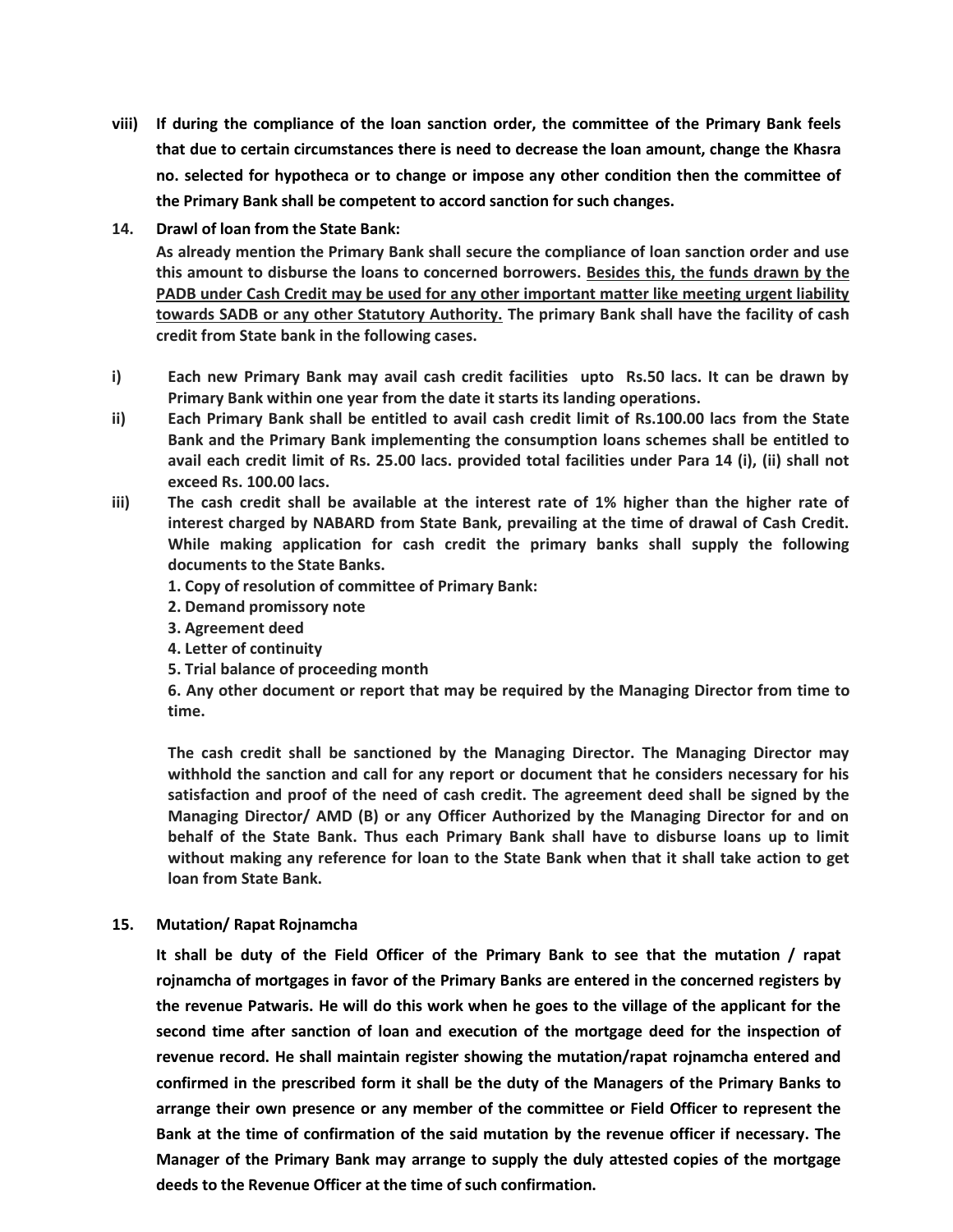viii) **If during the compliance of the loan sanction order, the committee of the Primary Bank feels that due to certain circumstances there is need to decrease the loan amount, change the Khasra no. selected for hypotheca or to change or impose any other condition then the committee of the Primary Bank shall be competent to accord sanction for such changes.**

**14. Drawl of loan from the State Bank:**

**As already mention the Primary Bank shall secure the compliance of loan sanction order and use this amount to disburse the loans to concerned borrowers. <u>Besides this, the funds drawn by the PADB under Cash Credit may be used for any other important matter like meeting urgent liability towards SADB or any other Statutory Authority.</u> The primary Bank shall have the facility of cash credit from State bank in the following cases.**

i) **Each new Primary Bank may avail cash credit facilities upto Rs.50 lacs. It can be drawn by Primary Bank within one year from the date it starts its landing operations.**

ii) **Each Primary Bank shall be entitled to avail cash credit limit of Rs.100.00 lacs from the State Bank and the Primary Bank implementing the consumption loans schemes shall be entitled to avail each credit limit of Rs. 25.00 lacs. provided total facilities under Para 14 (i), (ii) shall not exceed Rs. 100.00 lacs.**

iii) **The cash credit shall be available at the interest rate of 1% higher than the higher rate of interest charged by NABARD from State Bank, prevailing at the time of drawal of Cash Credit. While making application for cash credit the primary banks shall supply the following documents to the State Banks.**

**1. Copy of resolution of committee of Primary Bank:**
**2. Demand promissory note**
**3. Agreement deed**
**4. Letter of continuity**
**5. Trial balance of proceeding month**
**6. Any other document or report that may be required by the Managing Director from time to time.**

**The cash credit shall be sanctioned by the Managing Director. The Managing Director may withhold the sanction and call for any report or document that he considers necessary for his satisfaction and proof of the need of cash credit. The agreement deed shall be signed by the Managing Director/ AMD (B) or any Officer Authorized by the Managing Director for and on behalf of the State Bank. Thus each Primary Bank shall have to disburse loans up to limit without making any reference for loan to the State Bank when that it shall take action to get loan from State Bank.**

**15. Mutation/ Rapat Rojnamcha**

**It shall be duty of the Field Officer of the Primary Bank to see that the mutation / rapat rojnamcha of mortgages in favor of the Primary Banks are entered in the concerned registers by the revenue Patwaris. He will do this work when he goes to the village of the applicant for the second time after sanction of loan and execution of the mortgage deed for the inspection of revenue record. He shall maintain register showing the mutation/rapat rojnamcha entered and confirmed in the prescribed form it shall be the duty of the Managers of the Primary Banks to arrange their own presence or any member of the committee or Field Officer to represent the Bank at the time of confirmation of the said mutation by the revenue officer if necessary. The Manager of the Primary Bank may arrange to supply the duly attested copies of the mortgage deeds to the Revenue Officer at the time of such confirmation.**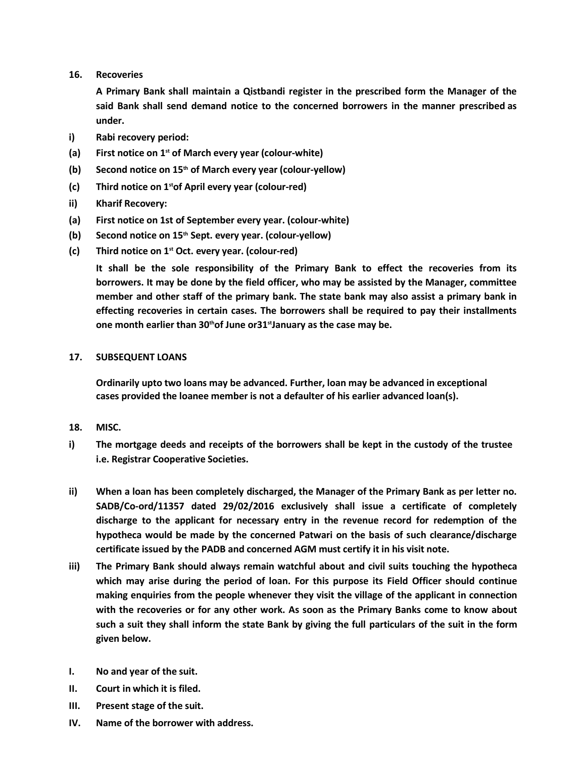**16. Recoveries**

**A Primary Bank shall maintain a Qistbandi register in the prescribed form the Manager of the said Bank shall send demand notice to the concerned borrowers in the manner prescribed as under.**

**i) Rabi recovery period:**

**(a) First notice on 1st of March every year (colour-white)**

**(b) Second notice on 15th of March every year (colour-yellow)**

**(c) Third notice on 1st of April every year (colour-red)**

**ii) Kharif Recovery:**

**(a) First notice on 1st of September every year. (colour-white)**

**(b) Second notice on 15th Sept. every year. (colour-yellow)**

**(c) Third notice on 1st Oct. every year. (colour-red)**

**It shall be the sole responsibility of the Primary Bank to effect the recoveries from its borrowers. It may be done by the field officer, who may be assisted by the Manager, committee member and other staff of the primary bank. The state bank may also assist a primary bank in effecting recoveries in certain cases. The borrowers shall be required to pay their installments one month earlier than 30th of June or 31st January as the case may be.**

**17. SUBSEQUENT LOANS**

**Ordinarily upto two loans may be advanced. Further, loan may be advanced in exceptional cases provided the loanee member is not a defaulter of his earlier advanced loan(s).**

**18. MISC.**

**i) The mortgage deeds and receipts of the borrowers shall be kept in the custody of the trustee i.e. Registrar Cooperative Societies.**

**ii) When a loan has been completely discharged, the Manager of the Primary Bank as per letter no. SADB/Co-ord/11357 dated 29/02/2016 exclusively shall issue a certificate of completely discharge to the applicant for necessary entry in the revenue record for redemption of the hypotheca would be made by the concerned Patwari on the basis of such clearance/discharge certificate issued by the PADB and concerned AGM must certify it in his visit note.**

**iii) The Primary Bank should always remain watchful about and civil suits touching the hypotheca which may arise during the period of loan. For this purpose its Field Officer should continue making enquiries from the people whenever they visit the village of the applicant in connection with the recoveries or for any other work. As soon as the Primary Banks come to know about such a suit they shall inform the state Bank by giving the full particulars of the suit in the form given below.**

**I. No and year of the suit.**

**II. Court in which it is filed.**

**III. Present stage of the suit.**

**IV. Name of the borrower with address.**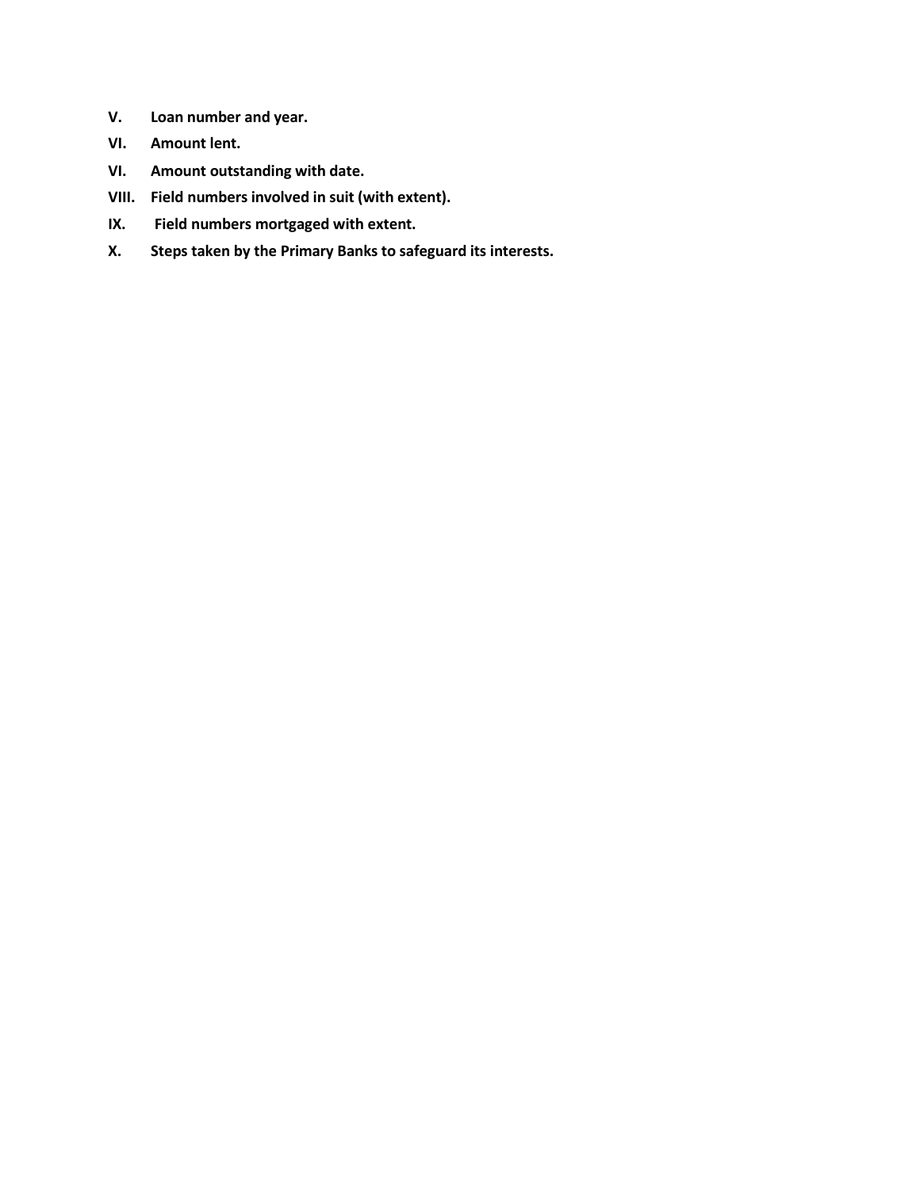**V. Loan number and year.**

**VI. Amount lent.**

**VI. Amount outstanding with date.**

**VIII. Field numbers involved in suit (with extent).**

**IX. Field numbers mortgaged with extent.**

**X. Steps taken by the Primary Banks to safeguard its interests.**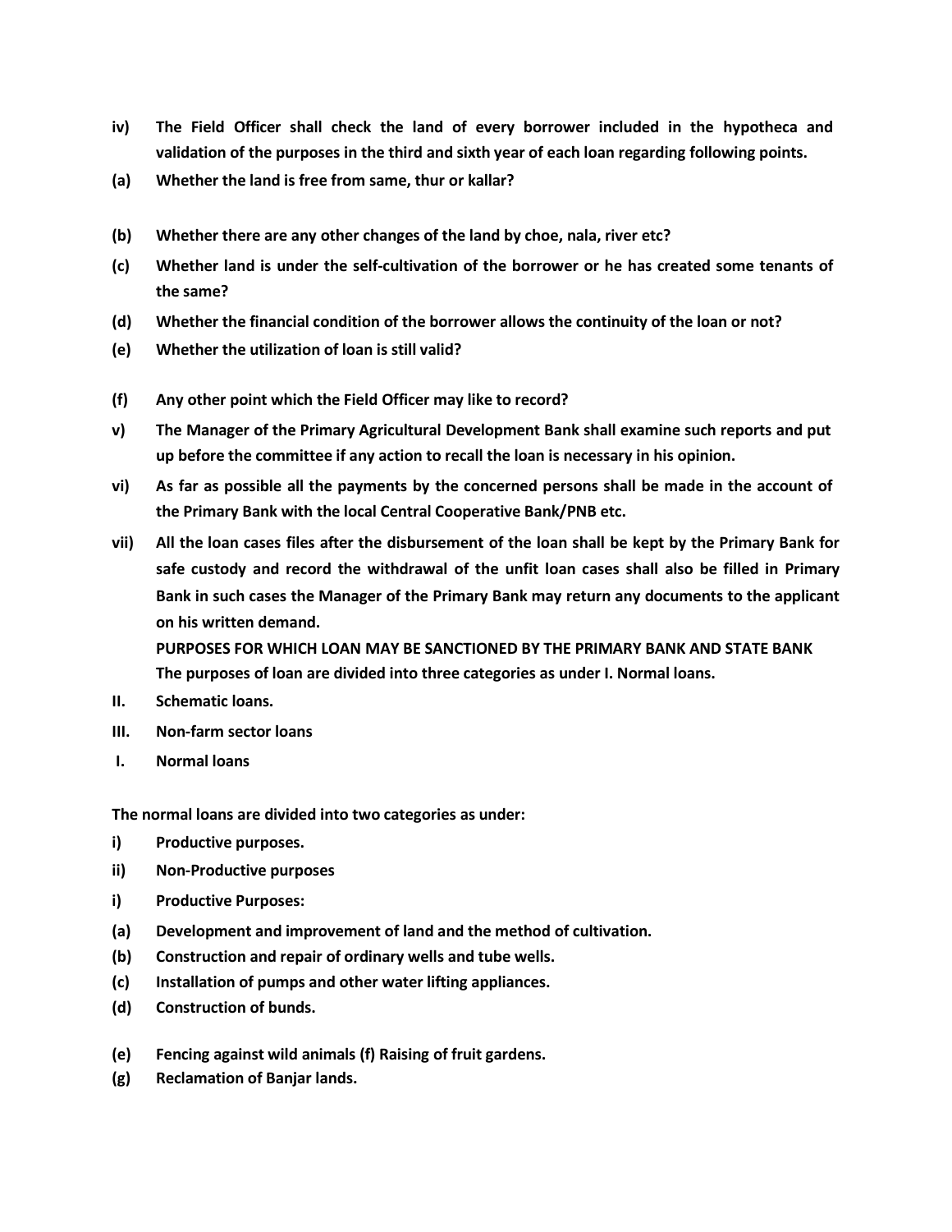**iv) The Field Officer shall check the land of every borrower included in the hypotheca and validation of the purposes in the third and sixth year of each loan regarding following points.**

**(a) Whether the land is free from same, thur or kallar?**

**(b) Whether there are any other changes of the land by choe, nala, river etc?**

**(c) Whether land is under the self-cultivation of the borrower or he has created some tenants of the same?**

**(d) Whether the financial condition of the borrower allows the continuity of the loan or not?**

**(e) Whether the utilization of loan is still valid?**

**(f) Any other point which the Field Officer may like to record?**

**v) The Manager of the Primary Agricultural Development Bank shall examine such reports and put up before the committee if any action to recall the loan is necessary in his opinion.**

**vi) As far as possible all the payments by the concerned persons shall be made in the account of the Primary Bank with the local Central Cooperative Bank/PNB etc.**

**vii) All the loan cases files after the disbursement of the loan shall be kept by the Primary Bank for safe custody and record the withdrawal of the unfit loan cases shall also be filled in Primary Bank in such cases the Manager of the Primary Bank may return any documents to the applicant on his written demand.**

**PURPOSES FOR WHICH LOAN MAY BE SANCTIONED BY THE PRIMARY BANK AND STATE BANK**

**The purposes of loan are divided into three categories as under I. Normal loans.**

**II. Schematic loans.**

**III. Non-farm sector loans**

**I. Normal loans**

**The normal loans are divided into two categories as under:**

**i) Productive purposes.**

**ii) Non-Productive purposes**

**i) Productive Purposes:**

**(a) Development and improvement of land and the method of cultivation.**

**(b) Construction and repair of ordinary wells and tube wells.**

**(c) Installation of pumps and other water lifting appliances.**

**(d) Construction of bunds.**

**(e) Fencing against wild animals (f) Raising of fruit gardens.**

**(g) Reclamation of Banjar lands.**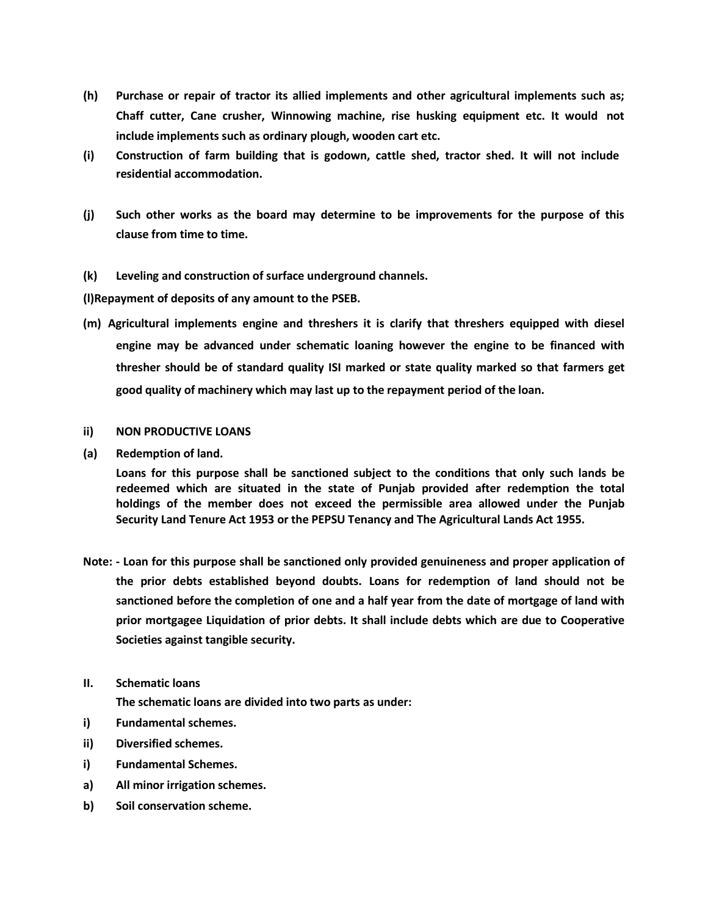**(h)** **Purchase or repair of tractor its allied implements and other agricultural implements such as; Chaff cutter, Cane crusher, Winnowing machine, rise husking equipment etc. It would not include implements such as ordinary plough, wooden cart etc.**

**(i)** **Construction of farm building that is godown, cattle shed, tractor shed. It will not include residential accommodation.**

**(j)** **Such other works as the board may determine to be improvements for the purpose of this clause from time to time.**

**(k)** **Leveling and construction of surface underground channels.**

**(l)Repayment of deposits of any amount to the PSEB.**

**(m)** **Agricultural implements engine and threshers it is clarify that threshers equipped with diesel engine may be advanced under schematic loaning however the engine to be financed with thresher should be of standard quality ISI marked or state quality marked so that farmers get good quality of machinery which may last up to the repayment period of the loan.**

**ii)** **NON PRODUCTIVE LOANS**

**(a)** **Redemption of land.**

**Loans for this purpose shall be sanctioned subject to the conditions that only such lands be redeemed which are situated in the state of Punjab provided after redemption the total holdings of the member does not exceed the permissible area allowed under the Punjab Security Land Tenure Act 1953 or the PEPSU Tenancy and The Agricultural Lands Act 1955.**

**Note: - Loan for this purpose shall be sanctioned only provided genuineness and proper application of the prior debts established beyond doubts. Loans for redemption of land should not be sanctioned before the completion of one and a half year from the date of mortgage of land with prior mortgagee Liquidation of prior debts. It shall include debts which are due to Cooperative Societies against tangible security.**

**II.** **Schematic loans**

**The schematic loans are divided into two parts as under:**

**i)** **Fundamental schemes.**

**ii)** **Diversified schemes.**

**i)** **Fundamental Schemes.**

**a)** **All minor irrigation schemes.**

**b)** **Soil conservation scheme.**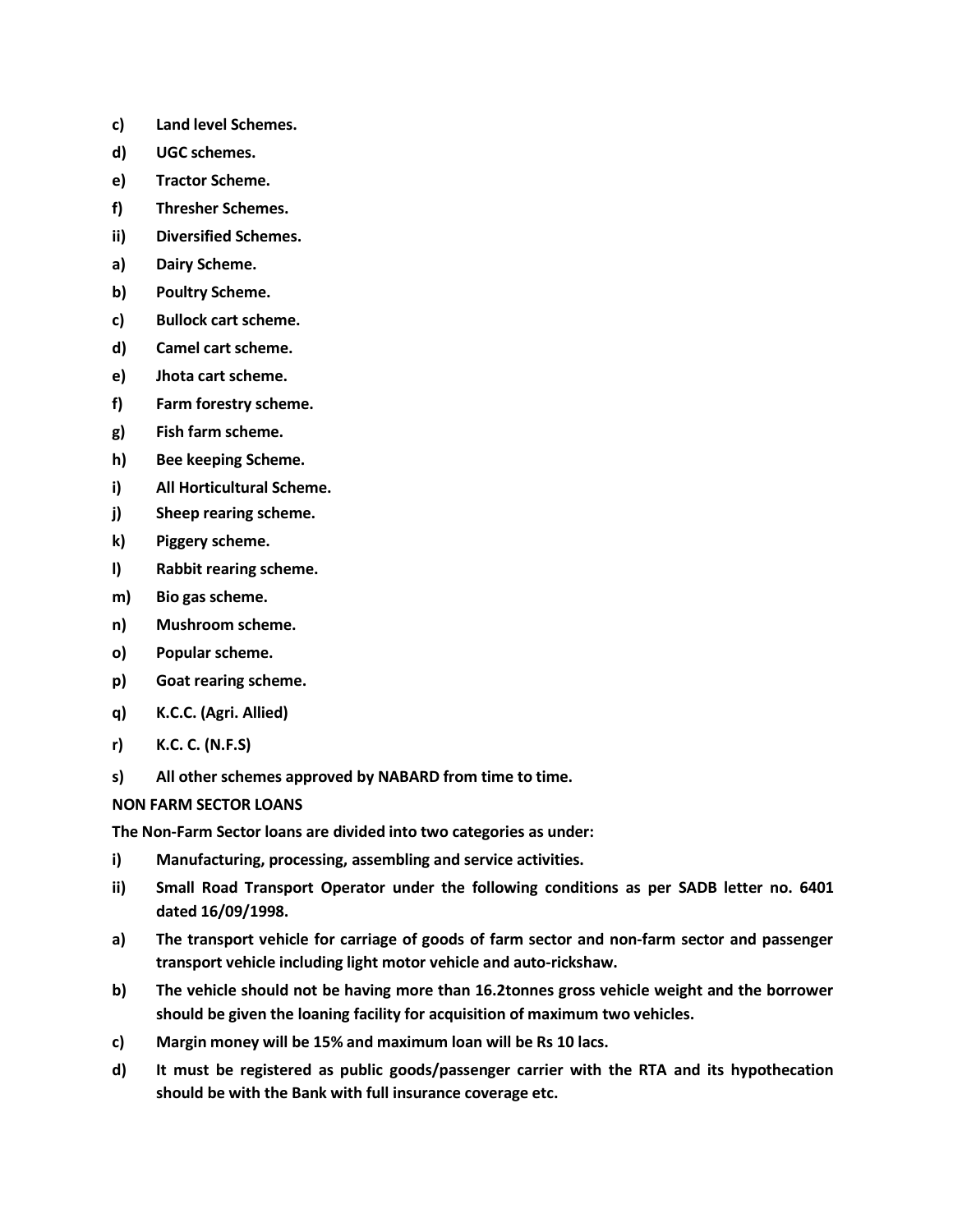c) **Land level Schemes.**

d) **UGC schemes.**

e) **Tractor Scheme.**

f) **Thresher Schemes.**

ii) **Diversified Schemes.**

a) **Dairy Scheme.**

b) **Poultry Scheme.**

c) **Bullock cart scheme.**

d) **Camel cart scheme.**

e) **Jhota cart scheme.**

f) **Farm forestry scheme.**

g) **Fish farm scheme.**

h) **Bee keeping Scheme.**

i) **All Horticultural Scheme.**

j) **Sheep rearing scheme.**

k) **Piggery scheme.**

l) **Rabbit rearing scheme.**

m) **Bio gas scheme.**

n) **Mushroom scheme.**

o) **Popular scheme.**

p) **Goat rearing scheme.**

q) **K.C.C. (Agri. Allied)**

r) **K.C. C. (N.F.S)**

s) **All other schemes approved by NABARD from time to time.**

**NON FARM SECTOR LOANS**

**The Non-Farm Sector loans are divided into two categories as under:**

i) **Manufacturing, processing, assembling and service activities.**

ii) **Small Road Transport Operator under the following conditions as per SADB letter no. 6401 dated 16/09/1998.**

a) **The transport vehicle for carriage of goods of farm sector and non-farm sector and passenger transport vehicle including light motor vehicle and auto-rickshaw.**

b) **The vehicle should not be having more than 16.2tonnes gross vehicle weight and the borrower should be given the loaning facility for acquisition of maximum two vehicles.**

c) **Margin money will be 15% and maximum loan will be Rs 10 lacs.**

d) **It must be registered as public goods/passenger carrier with the RTA and its hypothecation should be with the Bank with full insurance coverage etc.**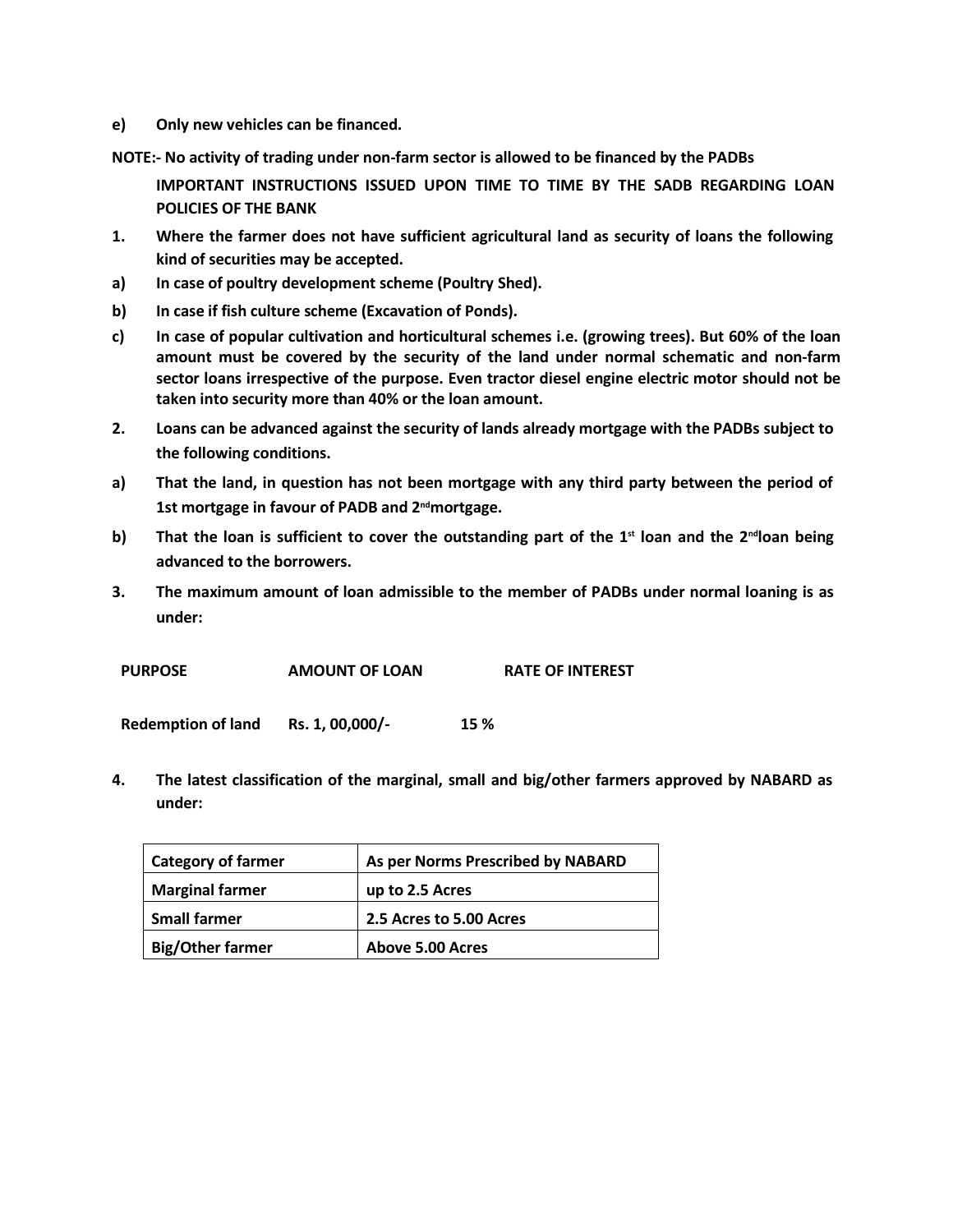**e) Only new vehicles can be financed.**

**NOTE:- No activity of trading under non-farm sector is allowed to be financed by the PADBs**

**IMPORTANT INSTRUCTIONS ISSUED UPON TIME TO TIME BY THE SADB REGARDING LOAN POLICIES OF THE BANK**

**1. Where the farmer does not have sufficient agricultural land as security of loans the following kind of securities may be accepted.**

**a) In case of poultry development scheme (Poultry Shed).**

**b) In case if fish culture scheme (Excavation of Ponds).**

**c) In case of popular cultivation and horticultural schemes i.e. (growing trees). But 60% of the loan amount must be covered by the security of the land under normal schematic and non-farm sector loans irrespective of the purpose. Even tractor diesel engine electric motor should not be taken into security more than 40% or the loan amount.**

**2. Loans can be advanced against the security of lands already mortgage with the PADBs subject to the following conditions.**

**a) That the land, in question has not been mortgage with any third party between the period of 1st mortgage in favour of PADB and 2nd mortgage.**

**b) That the loan is sufficient to cover the outstanding part of the 1st loan and the 2nd loan being advanced to the borrowers.**

**3. The maximum amount of loan admissible to the member of PADBs under normal loaning is as under:**

| PURPOSE | AMOUNT OF LOAN | RATE OF INTEREST |
|---|---|---|
| Redemption of land | Rs. 1, 00,000/- | 15 % |

**4. The latest classification of the marginal, small and big/other farmers approved by NABARD as under:**

| Category of farmer | As per Norms Prescribed by NABARD |
|---|---|
| Marginal farmer | up to 2.5 Acres |
| Small farmer | 2.5 Acres to 5.00 Acres |
| Big/Other farmer | Above 5.00 Acres |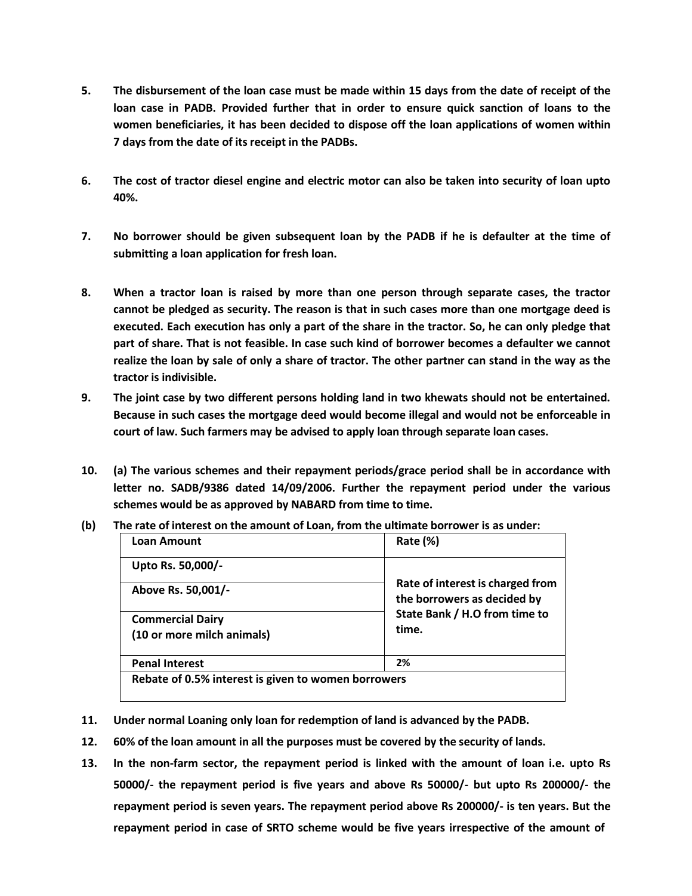**5.** **The disbursement of the loan case must be made within 15 days from the date of receipt of the loan case in PADB. Provided further that in order to ensure quick sanction of loans to the women beneficiaries, it has been decided to dispose off the loan applications of women within 7 days from the date of its receipt in the PADBs.**

**6.** **The cost of tractor diesel engine and electric motor can also be taken into security of loan upto 40%.**

**7.** **No borrower should be given subsequent loan by the PADB if he is defaulter at the time of submitting a loan application for fresh loan.**

**8.** **When a tractor loan is raised by more than one person through separate cases, the tractor cannot be pledged as security. The reason is that in such cases more than one mortgage deed is executed. Each execution has only a part of the share in the tractor. So, he can only pledge that part of share. That is not feasible. In case such kind of borrower becomes a defaulter we cannot realize the loan by sale of only a share of tractor. The other partner can stand in the way as the tractor is indivisible.**

**9.** **The joint case by two different persons holding land in two khewats should not be entertained. Because in such cases the mortgage deed would become illegal and would not be enforceable in court of law. Such farmers may be advised to apply loan through separate loan cases.**

**10.** **(a) The various schemes and their repayment periods/grace period shall be in accordance with letter no. SADB/9386 dated 14/09/2006. Further the repayment period under the various schemes would be as approved by NABARD from time to time.**

**(b)** **The rate of interest on the amount of Loan, from the ultimate borrower is as under:**

| **Loan Amount** | **Rate (%)** |
|---|---|
| **Upto Rs. 50,000/-** | **Rate of interest is charged from the borrowers as decided by State Bank / H.O from time to time.** |
| **Above Rs. 50,001/-** | |
| **Commercial Dairy (10 or more milch animals)** | |
| **Penal Interest** | **2%** |
| **Rebate of 0.5% interest is given to women borrowers** | |

**11.** **Under normal Loaning only loan for redemption of land is advanced by the PADB.**

**12.** **60% of the loan amount in all the purposes must be covered by the security of lands.**

**13.** **In the non-farm sector, the repayment period is linked with the amount of loan i.e. upto Rs 50000/- the repayment period is five years and above Rs 50000/- but upto Rs 200000/- the repayment period is seven years. The repayment period above Rs 200000/- is ten years. But the repayment period in case of SRTO scheme would be five years irrespective of the amount of**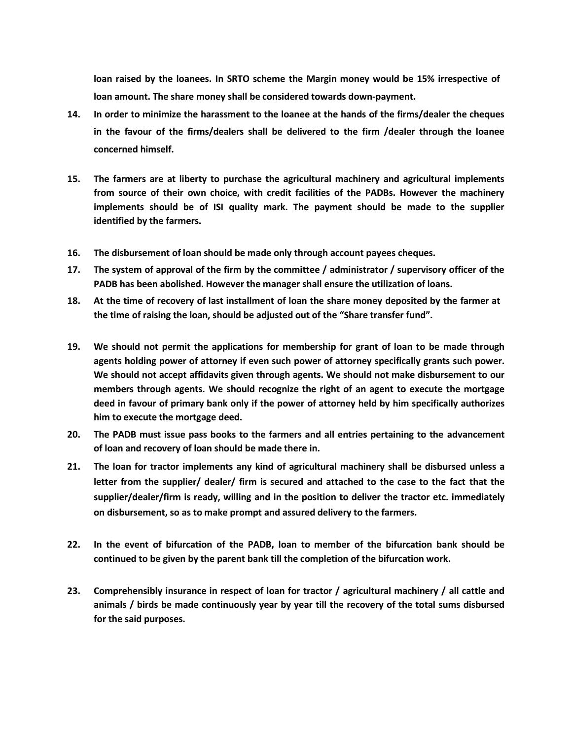**loan raised by the loanees. In SRTO scheme the Margin money would be 15% irrespective of loan amount. The share money shall be considered towards down-payment.**

14. **In order to minimize the harassment to the loanee at the hands of the firms/dealer the cheques in the favour of the firms/dealers shall be delivered to the firm /dealer through the loanee concerned himself.**

15. **The farmers are at liberty to purchase the agricultural machinery and agricultural implements from source of their own choice, with credit facilities of the PADBs. However the machinery implements should be of ISI quality mark. The payment should be made to the supplier identified by the farmers.**

16. **The disbursement of loan should be made only through account payees cheques.**

17. **The system of approval of the firm by the committee / administrator / supervisory officer of the PADB has been abolished. However the manager shall ensure the utilization of loans.**

18. **At the time of recovery of last installment of loan the share money deposited by the farmer at the time of raising the loan, should be adjusted out of the "Share transfer fund".**

19. **We should not permit the applications for membership for grant of loan to be made through agents holding power of attorney if even such power of attorney specifically grants such power. We should not accept affidavits given through agents. We should not make disbursement to our members through agents. We should recognize the right of an agent to execute the mortgage deed in favour of primary bank only if the power of attorney held by him specifically authorizes him to execute the mortgage deed.**

20. **The PADB must issue pass books to the farmers and all entries pertaining to the advancement of loan and recovery of loan should be made there in.**

21. **The loan for tractor implements any kind of agricultural machinery shall be disbursed unless a letter from the supplier/ dealer/ firm is secured and attached to the case to the fact that the supplier/dealer/firm is ready, willing and in the position to deliver the tractor etc. immediately on disbursement, so as to make prompt and assured delivery to the farmers.**

22. **In the event of bifurcation of the PADB, loan to member of the bifurcation bank should be continued to be given by the parent bank till the completion of the bifurcation work.**

23. **Comprehensibly insurance in respect of loan for tractor / agricultural machinery / all cattle and animals / birds be made continuously year by year till the recovery of the total sums disbursed for the said purposes.**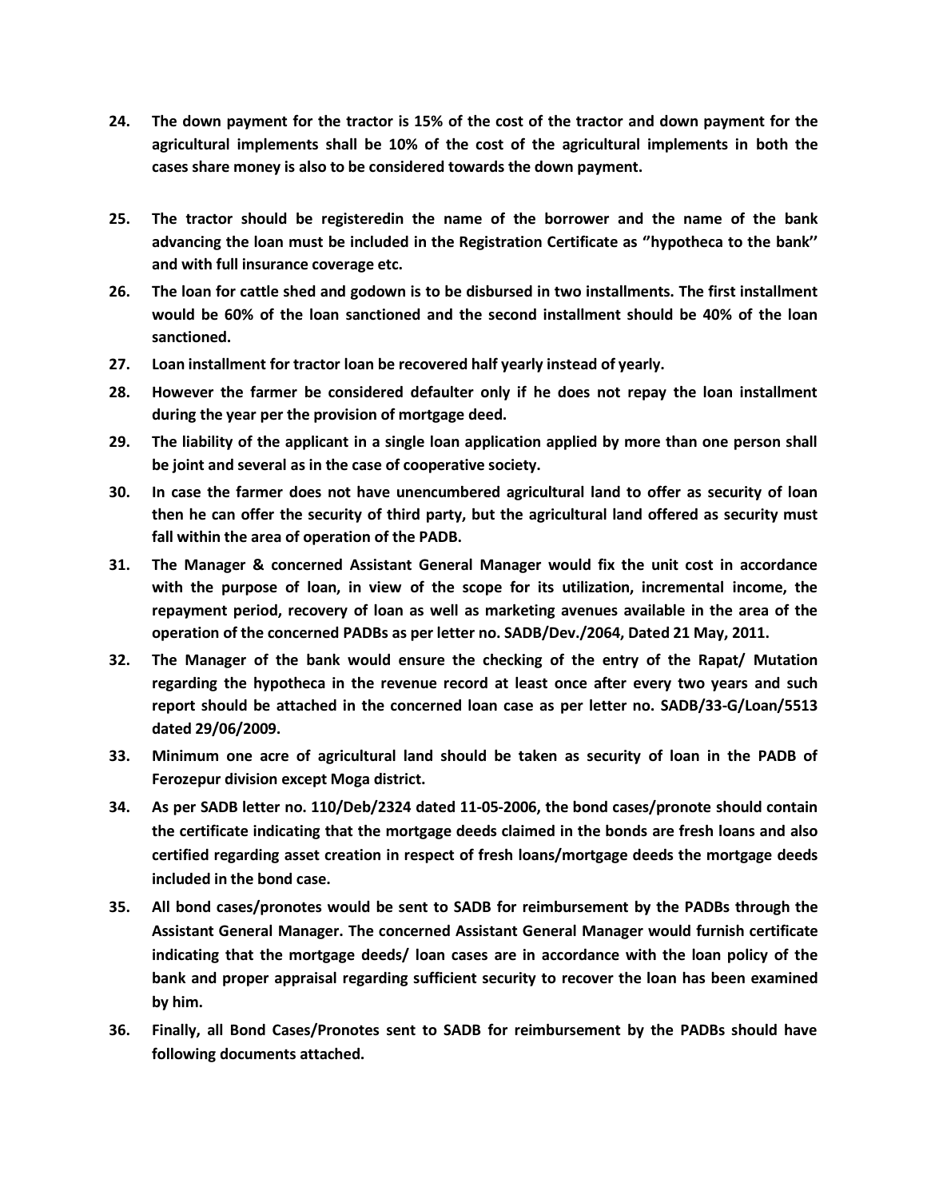**24. The down payment for the tractor is 15% of the cost of the tractor and down payment for the agricultural implements shall be 10% of the cost of the agricultural implements in both the cases share money is also to be considered towards the down payment.**

**25. The tractor should be registeredin the name of the borrower and the name of the bank advancing the loan must be included in the Registration Certificate as ''hypotheca to the bank'' and with full insurance coverage etc.**

**26. The loan for cattle shed and godown is to be disbursed in two installments. The first installment would be 60% of the loan sanctioned and the second installment should be 40% of the loan sanctioned.**

**27. Loan installment for tractor loan be recovered half yearly instead of yearly.**

**28. However the farmer be considered defaulter only if he does not repay the loan installment during the year per the provision of mortgage deed.**

**29. The liability of the applicant in a single loan application applied by more than one person shall be joint and several as in the case of cooperative society.**

**30. In case the farmer does not have unencumbered agricultural land to offer as security of loan then he can offer the security of third party, but the agricultural land offered as security must fall within the area of operation of the PADB.**

**31. The Manager & concerned Assistant General Manager would fix the unit cost in accordance with the purpose of loan, in view of the scope for its utilization, incremental income, the repayment period, recovery of loan as well as marketing avenues available in the area of the operation of the concerned PADBs as per letter no. SADB/Dev./2064, Dated 21 May, 2011.**

**32. The Manager of the bank would ensure the checking of the entry of the Rapat/ Mutation regarding the hypotheca in the revenue record at least once after every two years and such report should be attached in the concerned loan case as per letter no. SADB/33-G/Loan/5513 dated 29/06/2009.**

**33. Minimum one acre of agricultural land should be taken as security of loan in the PADB of Ferozepur division except Moga district.**

**34. As per SADB letter no. 110/Deb/2324 dated 11-05-2006, the bond cases/pronote should contain the certificate indicating that the mortgage deeds claimed in the bonds are fresh loans and also certified regarding asset creation in respect of fresh loans/mortgage deeds the mortgage deeds included in the bond case.**

**35. All bond cases/pronotes would be sent to SADB for reimbursement by the PADBs through the Assistant General Manager. The concerned Assistant General Manager would furnish certificate indicating that the mortgage deeds/ loan cases are in accordance with the loan policy of the bank and proper appraisal regarding sufficient security to recover the loan has been examined by him.**

**36. Finally, all Bond Cases/Pronotes sent to SADB for reimbursement by the PADBs should have following documents attached.**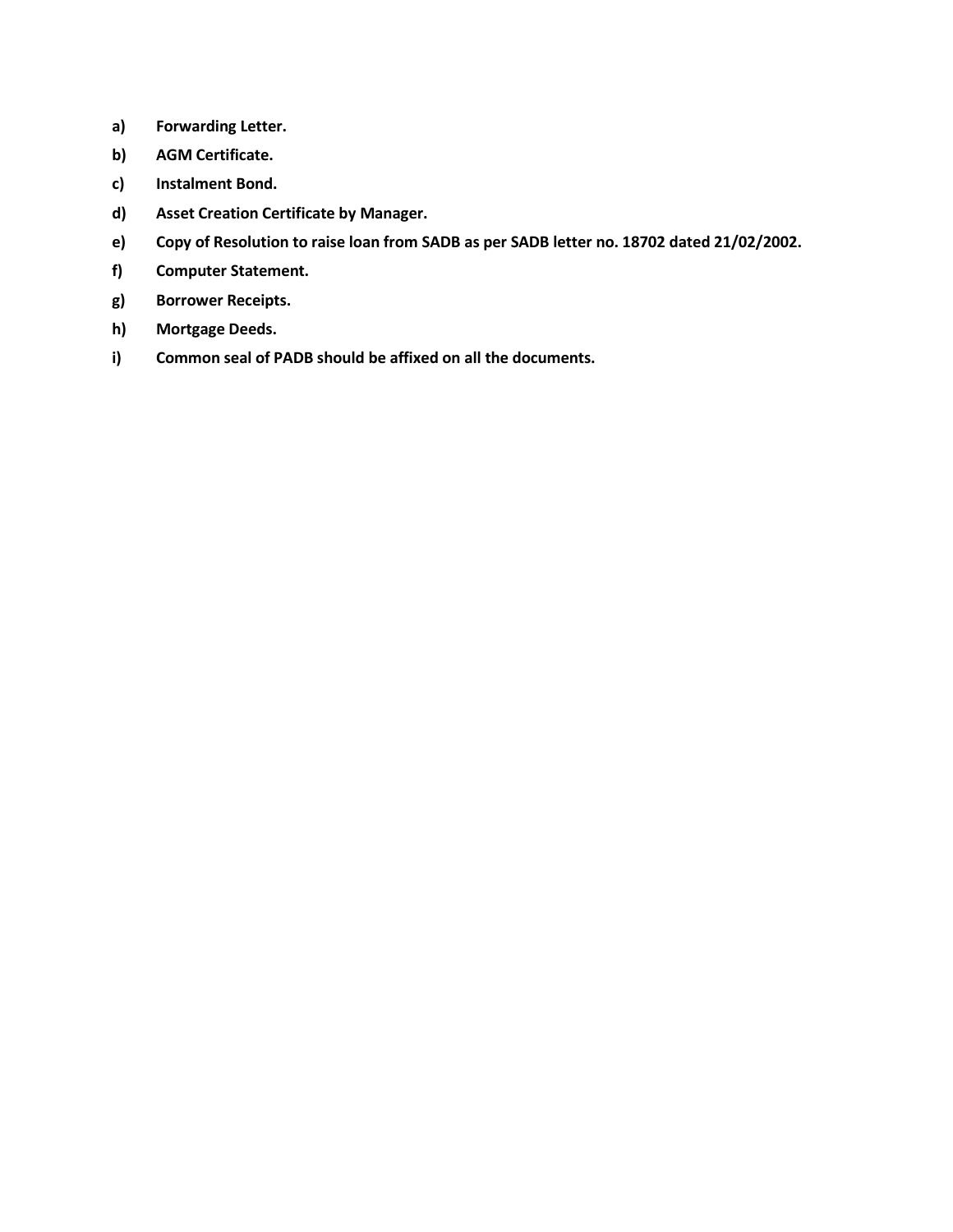- **a) Forwarding Letter.**
- **b) AGM Certificate.**
- **c) Instalment Bond.**
- **d) Asset Creation Certificate by Manager.**
- **e) Copy of Resolution to raise loan from SADB as per SADB letter no. 18702 dated 21/02/2002.**
- **f) Computer Statement.**
- **g) Borrower Receipts.**
- **h) Mortgage Deeds.**
- **i) Common seal of PADB should be affixed on all the documents.**